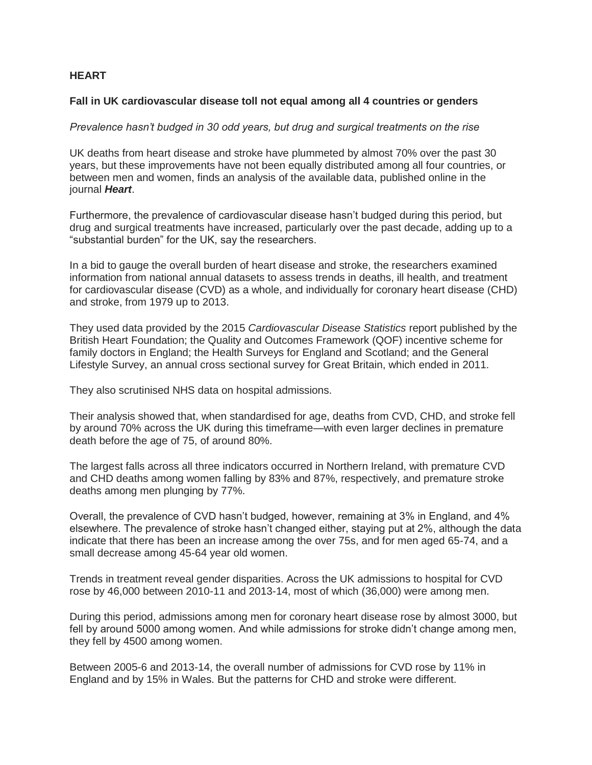**HEART**

**Fall in UK cardiovascular disease toll not equal among all 4 countries or genders**

*Prevalence hasn't budged in 30 odd years, but drug and surgical treatments on the rise*

UK deaths from heart disease and stroke have plummeted by almost 70% over the past 30 years, but these improvements have not been equally distributed among all four countries, or between men and women, finds an analysis of the available data, published online in the journal ***Heart***.

Furthermore, the prevalence of cardiovascular disease hasn't budged during this period, but drug and surgical treatments have increased, particularly over the past decade, adding up to a "substantial burden" for the UK, say the researchers.

In a bid to gauge the overall burden of heart disease and stroke, the researchers examined information from national annual datasets to assess trends in deaths, ill health, and treatment for cardiovascular disease (CVD) as a whole, and individually for coronary heart disease (CHD) and stroke, from 1979 up to 2013.

They used data provided by the 2015 *Cardiovascular Disease Statistics* report published by the British Heart Foundation; the Quality and Outcomes Framework (QOF) incentive scheme for family doctors in England; the Health Surveys for England and Scotland; and the General Lifestyle Survey, an annual cross sectional survey for Great Britain, which ended in 2011.

They also scrutinised NHS data on hospital admissions.

Their analysis showed that, when standardised for age, deaths from CVD, CHD, and stroke fell by around 70% across the UK during this timeframe—with even larger declines in premature death before the age of 75, of around 80%.

The largest falls across all three indicators occurred in Northern Ireland, with premature CVD and CHD deaths among women falling by 83% and 87%, respectively, and premature stroke deaths among men plunging by 77%.

Overall, the prevalence of CVD hasn't budged, however, remaining at 3% in England, and 4% elsewhere. The prevalence of stroke hasn't changed either, staying put at 2%, although the data indicate that there has been an increase among the over 75s, and for men aged 65-74, and a small decrease among 45-64 year old women.

Trends in treatment reveal gender disparities. Across the UK admissions to hospital for CVD rose by 46,000 between 2010-11 and 2013-14, most of which (36,000) were among men.

During this period, admissions among men for coronary heart disease rose by almost 3000, but fell by around 5000 among women. And while admissions for stroke didn't change among men, they fell by 4500 among women.

Between 2005-6 and 2013-14, the overall number of admissions for CVD rose by 11% in England and by 15% in Wales. But the patterns for CHD and stroke were different.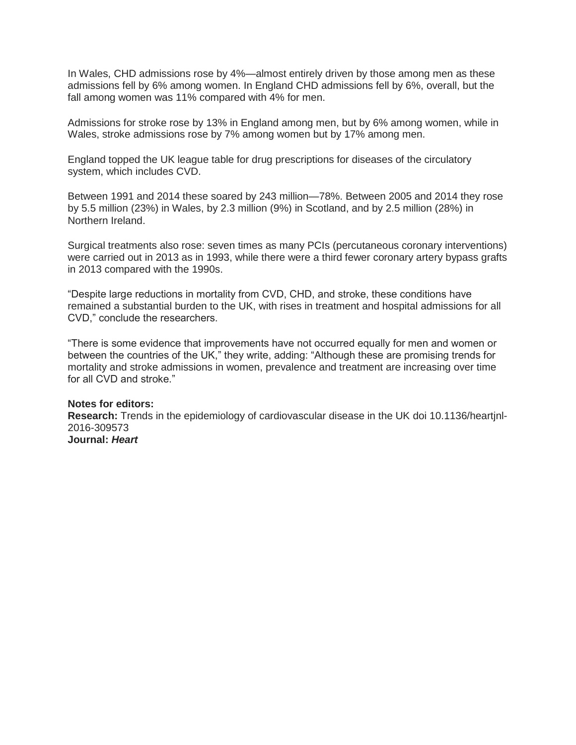In Wales, CHD admissions rose by 4%—almost entirely driven by those among men as these admissions fell by 6% among women. In England CHD admissions fell by 6%, overall, but the fall among women was 11% compared with 4% for men.

Admissions for stroke rose by 13% in England among men, but by 6% among women, while in Wales, stroke admissions rose by 7% among women but by 17% among men.

England topped the UK league table for drug prescriptions for diseases of the circulatory system, which includes CVD.

Between 1991 and 2014 these soared by 243 million—78%. Between 2005 and 2014 they rose by 5.5 million (23%) in Wales, by 2.3 million (9%) in Scotland, and by 2.5 million (28%) in Northern Ireland.

Surgical treatments also rose: seven times as many PCIs (percutaneous coronary interventions) were carried out in 2013 as in 1993, while there were a third fewer coronary artery bypass grafts in 2013 compared with the 1990s.

“Despite large reductions in mortality from CVD, CHD, and stroke, these conditions have remained a substantial burden to the UK, with rises in treatment and hospital admissions for all CVD,” conclude the researchers.

“There is some evidence that improvements have not occurred equally for men and women or between the countries of the UK,” they write, adding: “Although these are promising trends for mortality and stroke admissions in women, prevalence and treatment are increasing over time for all CVD and stroke.”

**Notes for editors:**
**Research:** Trends in the epidemiology of cardiovascular disease in the UK doi 10.1136/heartjnl-2016-309573
**Journal:** ***Heart***